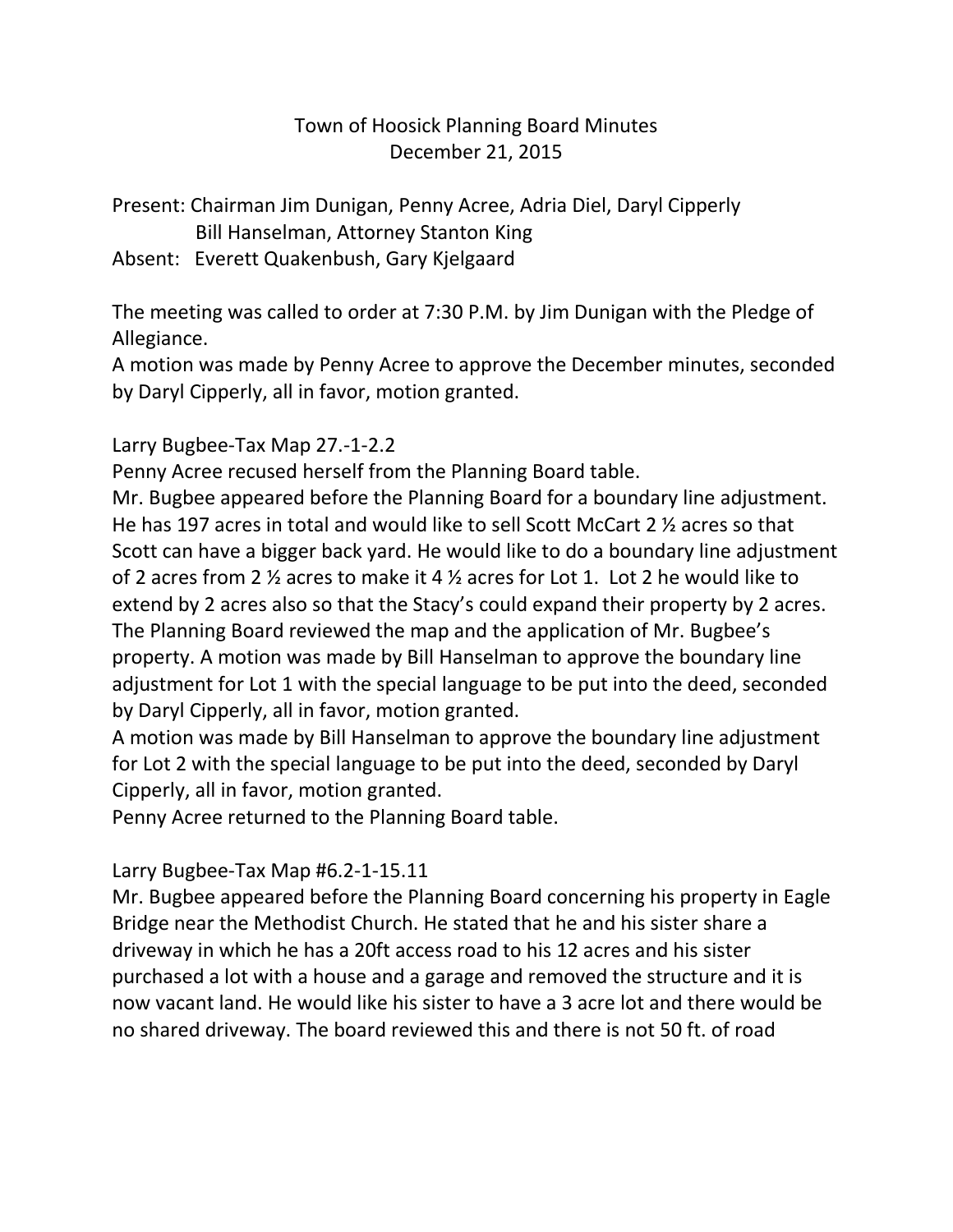# Town of Hoosick Planning Board Minutes

December 21, 2015

Present: Chairman Jim Dunigan, Penny Acree, Adria Diel, Daryl Cipperly
Bill Hanselman, Attorney Stanton King

Absent: Everett Quakenbush, Gary Kjelgaard

The meeting was called to order at 7:30 P.M. by Jim Dunigan with the Pledge of Allegiance.

A motion was made by Penny Acree to approve the December minutes, seconded by Daryl Cipperly, all in favor, motion granted.

Larry Bugbee-Tax Map 27.-1-2.2

Penny Acree recused herself from the Planning Board table.

Mr. Bugbee appeared before the Planning Board for a boundary line adjustment. He has 197 acres in total and would like to sell Scott McCart 2 ½ acres so that Scott can have a bigger back yard. He would like to do a boundary line adjustment of 2 acres from 2 ½ acres to make it 4 ½ acres for Lot 1. Lot 2 he would like to extend by 2 acres also so that the Stacy's could expand their property by 2 acres. The Planning Board reviewed the map and the application of Mr. Bugbee's property. A motion was made by Bill Hanselman to approve the boundary line adjustment for Lot 1 with the special language to be put into the deed, seconded by Daryl Cipperly, all in favor, motion granted.

A motion was made by Bill Hanselman to approve the boundary line adjustment for Lot 2 with the special language to be put into the deed, seconded by Daryl Cipperly, all in favor, motion granted.

Penny Acree returned to the Planning Board table.

Larry Bugbee-Tax Map #6.2-1-15.11

Mr. Bugbee appeared before the Planning Board concerning his property in Eagle Bridge near the Methodist Church. He stated that he and his sister share a driveway in which he has a 20ft access road to his 12 acres and his sister purchased a lot with a house and a garage and removed the structure and it is now vacant land. He would like his sister to have a 3 acre lot and there would be no shared driveway. The board reviewed this and there is not 50 ft. of road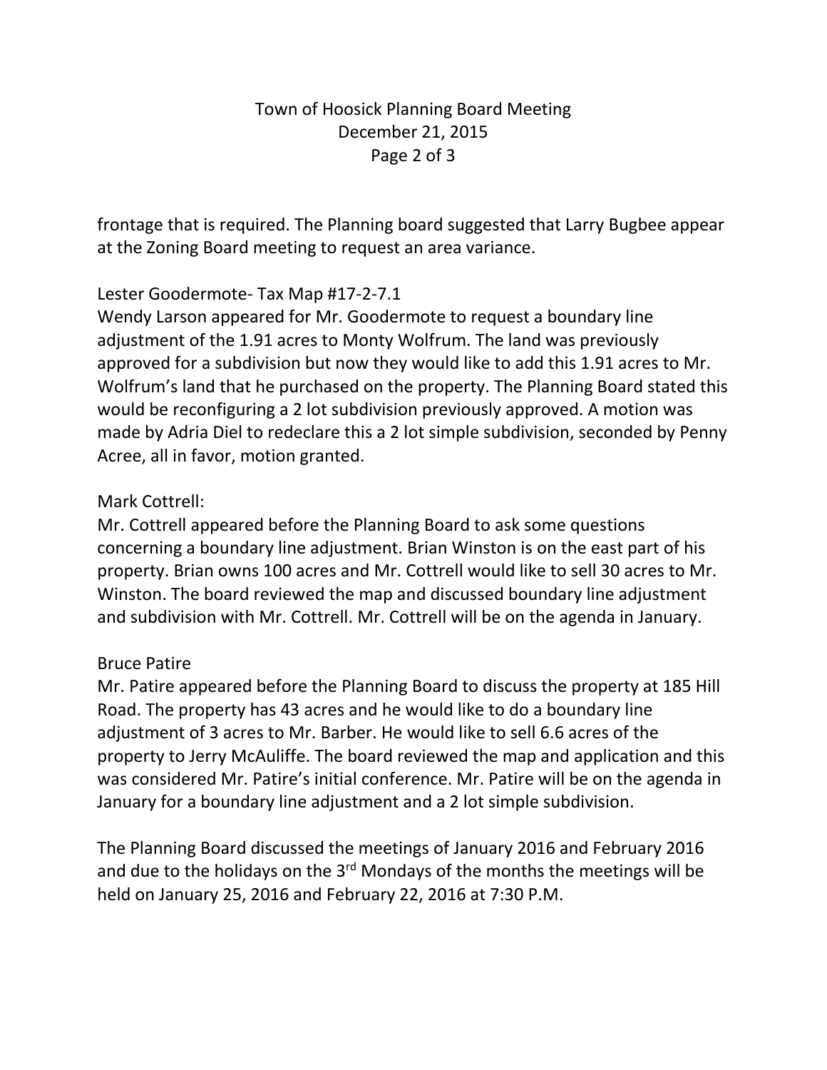frontage that is required. The Planning board suggested that Larry Bugbee appear at the Zoning Board meeting to request an area variance.

Lester Goodermote- Tax Map #17-2-7.1
Wendy Larson appeared for Mr. Goodermote to request a boundary line adjustment of the 1.91 acres to Monty Wolfrum. The land was previously approved for a subdivision but now they would like to add this 1.91 acres to Mr. Wolfrum's land that he purchased on the property. The Planning Board stated this would be reconfiguring a 2 lot subdivision previously approved. A motion was made by Adria Diel to redeclare this a 2 lot simple subdivision, seconded by Penny Acree, all in favor, motion granted.

Mark Cottrell:
Mr. Cottrell appeared before the Planning Board to ask some questions concerning a boundary line adjustment. Brian Winston is on the east part of his property. Brian owns 100 acres and Mr. Cottrell would like to sell 30 acres to Mr. Winston. The board reviewed the map and discussed boundary line adjustment and subdivision with Mr. Cottrell. Mr. Cottrell will be on the agenda in January.

Bruce Patire
Mr. Patire appeared before the Planning Board to discuss the property at 185 Hill Road. The property has 43 acres and he would like to do a boundary line adjustment of 3 acres to Mr. Barber. He would like to sell 6.6 acres of the property to Jerry McAuliffe. The board reviewed the map and application and this was considered Mr. Patire's initial conference. Mr. Patire will be on the agenda in January for a boundary line adjustment and a 2 lot simple subdivision.

The Planning Board discussed the meetings of January 2016 and February 2016 and due to the holidays on the 3rd Mondays of the months the meetings will be held on January 25, 2016 and February 22, 2016 at 7:30 P.M.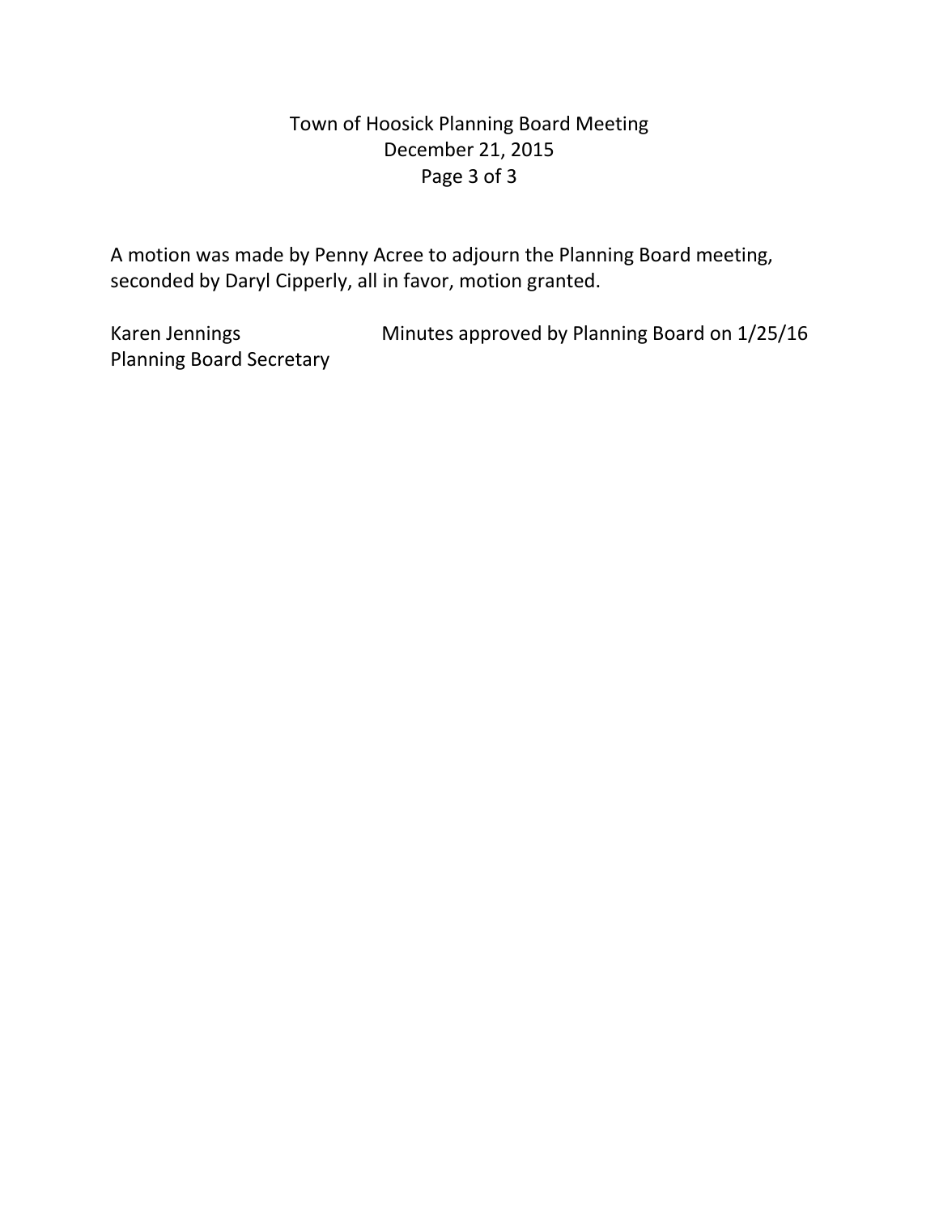A motion was made by Penny Acree to adjourn the Planning Board meeting, seconded by Daryl Cipperly, all in favor, motion granted.

Karen Jennings
Planning Board Secretary

Minutes approved by Planning Board on 1/25/16